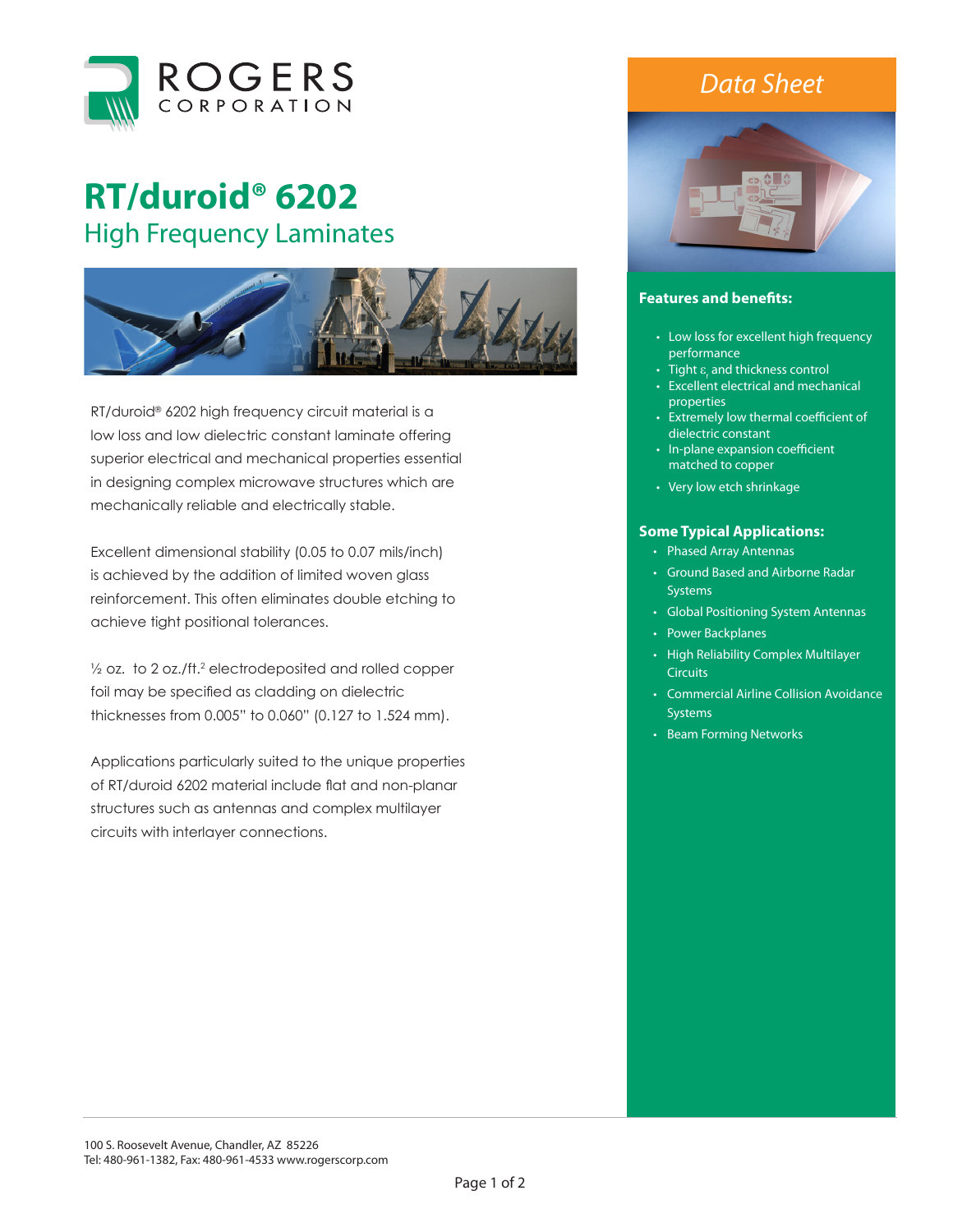ROGERS CORPORATION

*Data Sheet*

# RT/duroid® 6202

## High Frequency Laminates

RT/duroid® 6202 high frequency circuit material is a low loss and low dielectric constant laminate offering superior electrical and mechanical properties essential in designing complex microwave structures which are mechanically reliable and electrically stable.

Excellent dimensional stability (0.05 to 0.07 mils/inch) is achieved by the addition of limited woven glass reinforcement. This often eliminates double etching to achieve tight positional tolerances.

½ oz. to 2 oz./ft.$^2$ electrodeposited and rolled copper foil may be specified as cladding on dielectric thicknesses from 0.005" to 0.060" (0.127 to 1.524 mm).

Applications particularly suited to the unique properties of RT/duroid 6202 material include flat and non-planar structures such as antennas and complex multilayer circuits with interlayer connections.

### Features and benefits:

- Low loss for excellent high frequency performance
- Tight $\varepsilon_r$ and thickness control
- Excellent electrical and mechanical properties
- Extremely low thermal coefficient of dielectric constant
- In-plane expansion coefficient matched to copper
- Very low etch shrinkage

### Some Typical Applications:

- Phased Array Antennas
- Ground Based and Airborne Radar Systems
- Global Positioning System Antennas
- Power Backplanes
- High Reliability Complex Multilayer Circuits
- Commercial Airline Collision Avoidance Systems
- Beam Forming Networks

100 S. Roosevelt Avenue, Chandler, AZ 85226
Tel: 480-961-1382, Fax: 480-961-4533 www.rogerscorp.com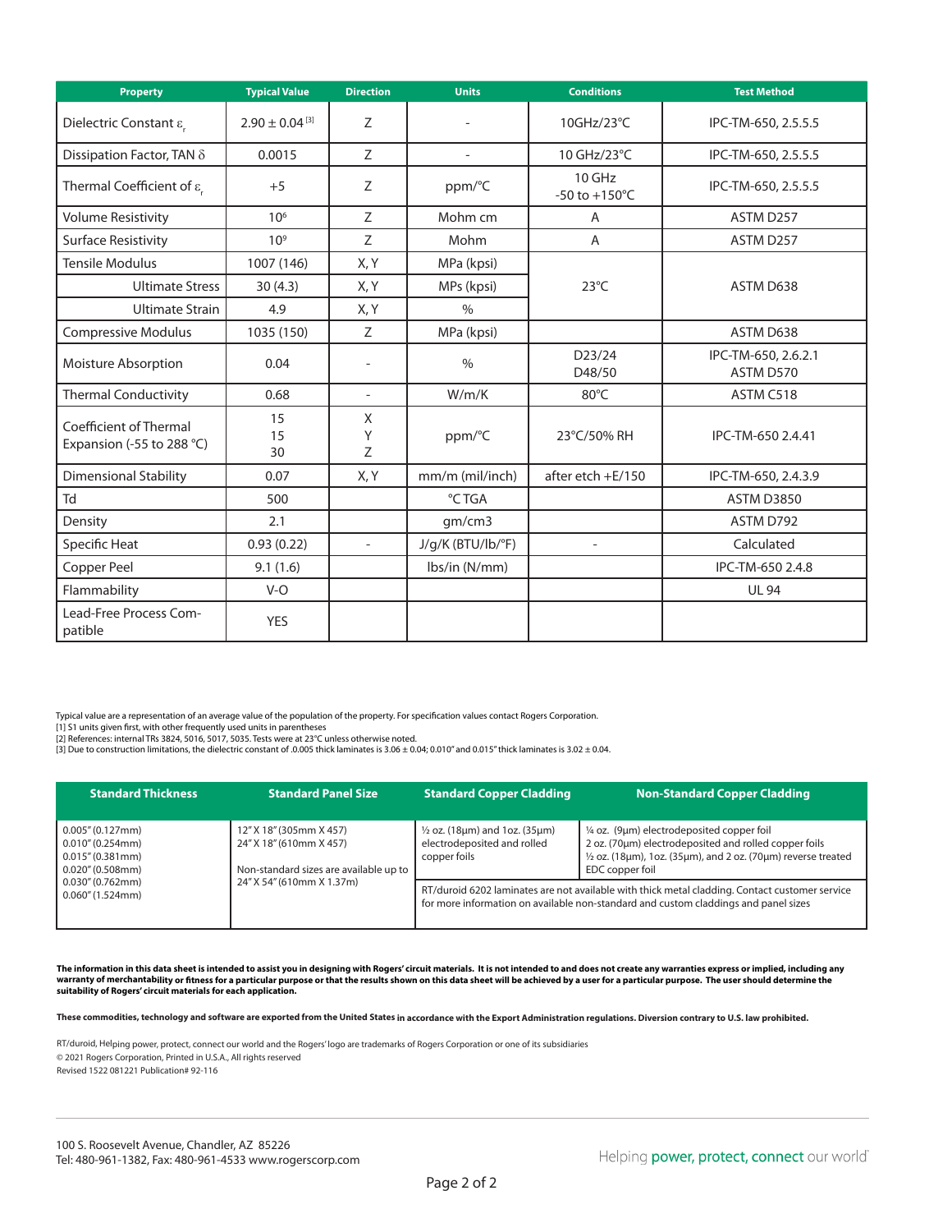| Property | Typical Value | Direction | Units | Conditions | Test Method |
|---|---|---|---|---|---|
| Dielectric Constant $\varepsilon_r$ | 2.90 ± 0.04 [3] | Z | - | 10GHz/23°C | IPC-TM-650, 2.5.5.5 |
| Dissipation Factor, TAN $\delta$ | 0.0015 | Z | - | 10 GHz/23°C | IPC-TM-650, 2.5.5.5 |
| Thermal Coefficient of $\varepsilon_r$ | +5 | Z | ppm/°C | 10 GHz -50 to +150°C | IPC-TM-650, 2.5.5.5 |
| Volume Resistivity | $10^6$ | Z | Mohm cm | A | ASTM D257 |
| Surface Resistivity | $10^9$ | Z | Mohm | A | ASTM D257 |
| Tensile Modulus | 1007 (146) | X, Y | MPa (kpsi) | 23°C | ASTM D638 |
| Ultimate Stress | 30 (4.3) | X, Y | MPs (kpsi) | | |
| Ultimate Strain | 4.9 | X, Y | % | | |
| Compressive Modulus | 1035 (150) | Z | MPa (kpsi) | | ASTM D638 |
| Moisture Absorption | 0.04 | - | % | D23/24 D48/50 | IPC-TM-650, 2.6.2.1 ASTM D570 |
| Thermal Conductivity | 0.68 | - | W/m/K | 80°C | ASTM C518 |
| Coefficient of Thermal Expansion (-55 to 288 °C) | 15 15 30 | X Y Z | ppm/°C | 23°C/50% RH | IPC-TM-650 2.4.41 |
| Dimensional Stability | 0.07 | X, Y | mm/m (mil/inch) | after etch +E/150 | IPC-TM-650, 2.4.3.9 |
| Td | 500 | | °C TGA | | ASTM D3850 |
| Density | 2.1 | | gm/cm3 | | ASTM D792 |
| Specific Heat | 0.93 (0.22) | - | J/g/K (BTU/lb/°F) | - | Calculated |
| Copper Peel | 9.1 (1.6) | | lbs/in (N/mm) | | IPC-TM-650 2.4.8 |
| Flammability | V-O | | | | UL 94 |
| Lead-Free Process Compatible | YES | | | | |

Typical value are a representation of an average value of the population of the property. For specification values contact Rogers Corporation.

[1] SI units given first, with other frequently used units in parentheses

[2] References: internal TRs 3824, 5016, 5017, 5035. Tests were at 23°C unless otherwise noted.

[3] Due to construction limitations, the dielectric constant of .0.005 thick laminates is 3.06 ± 0.04; 0.010" and 0.015" thick laminates is 3.02 ± 0.04.

| Standard Thickness | Standard Panel Size | Standard Copper Cladding | Non-Standard Copper Cladding |
|---|---|---|---|
| 0.005" (0.127mm)<br>0.010" (0.254mm)<br>0.015" (0.381mm)<br>0.020" (0.508mm)<br>0.030" (0.762mm)<br>0.060" (1.524mm) | 12" X 18" (305mm X 457)<br>24" X 18" (610mm X 457)<br><br>Non-standard sizes are available up to 24" X 54" (610mm X 1.37m) | ½ oz. (18µm) and 1oz. (35µm) electrodeposited and rolled copper foils | ¼ oz. (9µm) electrodeposited copper foil<br>2 oz. (70µm) electrodeposited and rolled copper foils<br>½ oz. (18µm), 1oz. (35µm), and 2 oz. (70µm) reverse treated EDC copper foil |
| | | RT/duroid 6202 laminates are not available with thick metal cladding. Contact customer service for more information on available non-standard and custom claddings and panel sizes | |

**The information in this data sheet is intended to assist you in designing with Rogers' circuit materials. It is not intended to and does not create any warranties express or implied, including any warranty of merchantability or fitness for a particular purpose or that the results shown on this data sheet will be achieved by a user for a particular purpose. The user should determine the suitability of Rogers' circuit materials for each application.**

**These commodities, technology and software are exported from the United States in accordance with the Export Administration regulations. Diversion contrary to U.S. law prohibited.**

RT/duroid, Helping power, protect, connect our world and the Rogers' logo are trademarks of Rogers Corporation or one of its subsidiaries
© 2021 Rogers Corporation, Printed in U.S.A., All rights reserved
Revised 1522 081221 Publication# 92-116

100 S. Roosevelt Avenue, Chandler, AZ 85226
Tel: 480-961-1382, Fax: 480-961-4533 www.rogerscorp.com

Helping power, protect, connect our world